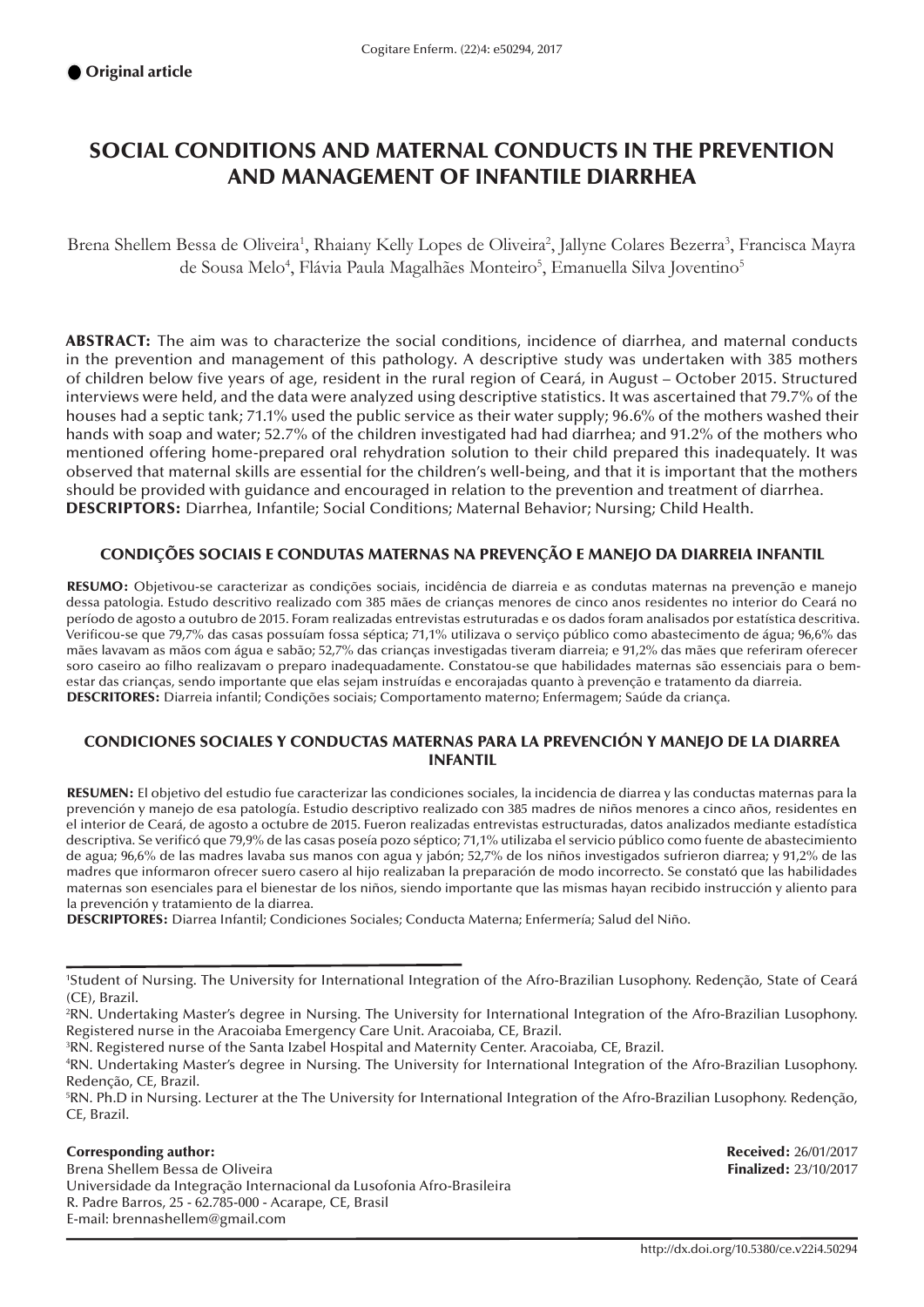● **Original article**

# SOCIAL CONDITIONS AND MATERNAL CONDUCTS IN THE PREVENTION AND MANAGEMENT OF INFANTILE DIARRHEA

Brena Shellem Bessa de Oliveira[1], Rhaiany Kelly Lopes de Oliveira[2], Jallyne Colares Bezerra[3], Francisca Mayra de Sousa Melo[4], Flávia Paula Magalhães Monteiro[5], Emanuella Silva Joventino[5]

**ABSTRACT:** The aim was to characterize the social conditions, incidence of diarrhea, and maternal conducts in the prevention and management of this pathology. A descriptive study was undertaken with 385 mothers of children below five years of age, resident in the rural region of Ceará, in August – October 2015. Structured interviews were held, and the data were analyzed using descriptive statistics. It was ascertained that 79.7% of the houses had a septic tank; 71.1% used the public service as their water supply; 96.6% of the mothers washed their hands with soap and water; 52.7% of the children investigated had had diarrhea; and 91.2% of the mothers who mentioned offering home-prepared oral rehydration solution to their child prepared this inadequately. It was observed that maternal skills are essential for the children's well-being, and that it is important that the mothers should be provided with guidance and encouraged in relation to the prevention and treatment of diarrhea.
**DESCRIPTORS:** Diarrhea, Infantile; Social Conditions; Maternal Behavior; Nursing; Child Health.

## CONDIÇÕES SOCIAIS E CONDUTAS MATERNAS NA PREVENÇÃO E MANEJO DA DIARREIA INFANTIL

**RESUMO:** Objetivou-se caracterizar as condições sociais, incidência de diarreia e as condutas maternas na prevenção e manejo dessa patologia. Estudo descritivo realizado com 385 mães de crianças menores de cinco anos residentes no interior do Ceará no período de agosto a outubro de 2015. Foram realizadas entrevistas estruturadas e os dados foram analisados por estatística descritiva. Verificou-se que 79,7% das casas possuíam fossa séptica; 71,1% utilizava o serviço público como abastecimento de água; 96,6% das mães lavavam as mãos com água e sabão; 52,7% das crianças investigadas tiveram diarreia; e 91,2% das mães que referiram oferecer soro caseiro ao filho realizavam o preparo inadequadamente. Constatou-se que habilidades maternas são essenciais para o bem-estar das crianças, sendo importante que elas sejam instruídas e encorajadas quanto à prevenção e tratamento da diarreia.
**DESCRITORES:** Diarreia infantil; Condições sociais; Comportamento materno; Enfermagem; Saúde da criança.

## CONDICIONES SOCIALES Y CONDUCTAS MATERNAS PARA LA PREVENCIÓN Y MANEJO DE LA DIARREA INFANTIL

**RESUMEN:** El objetivo del estudio fue caracterizar las condiciones sociales, la incidencia de diarrea y las conductas maternas para la prevención y manejo de esa patología. Estudio descriptivo realizado con 385 madres de niños menores a cinco años, residentes en el interior de Ceará, de agosto a octubre de 2015. Fueron realizadas entrevistas estructuradas, datos analizados mediante estadística descriptiva. Se verificó que 79,9% de las casas poseía pozo séptico; 71,1% utilizaba el servicio público como fuente de abastecimiento de agua; 96,6% de las madres lavaba sus manos con agua y jabón; 52,7% de los niños investigados sufrieron diarrea; y 91,2% de las madres que informaron ofrecer suero casero al hijo realizaban la preparación de modo incorrecto. Se constató que las habilidades maternas son esenciales para el bienestar de los niños, siendo importante que las mismas hayan recibido instrucción y aliento para la prevención y tratamiento de la diarrea.
**DESCRIPTORES:** Diarrea Infantil; Condiciones Sociales; Conducta Materna; Enfermería; Salud del Niño.

---

[1]Student of Nursing. The University for International Integration of the Afro-Brazilian Lusophony. Redenção, State of Ceará (CE), Brazil.
[2]RN. Undertaking Master's degree in Nursing. The University for International Integration of the Afro-Brazilian Lusophony. Registered nurse in the Aracoiaba Emergency Care Unit. Aracoiaba, CE, Brazil.
[3]RN. Registered nurse of the Santa Izabel Hospital and Maternity Center. Aracoiaba, CE, Brazil.
[4]RN. Undertaking Master's degree in Nursing. The University for International Integration of the Afro-Brazilian Lusophony. Redenção, CE, Brazil.
[5]RN. Ph.D in Nursing. Lecturer at the The University for International Integration of the Afro-Brazilian Lusophony. Redenção, CE, Brazil.

**Corresponding author:**
Brena Shellem Bessa de Oliveira
Universidade da Integração Internacional da Lusofonia Afro-Brasileira
R. Padre Barros, 25 - 62.785-000 - Acarape, CE, Brasil
E-mail: brennashellem@gmail.com

**Received:** 26/01/2017
**Finalized:** 23/10/2017

http://dx.doi.org/10.5380/ce.v22i4.50294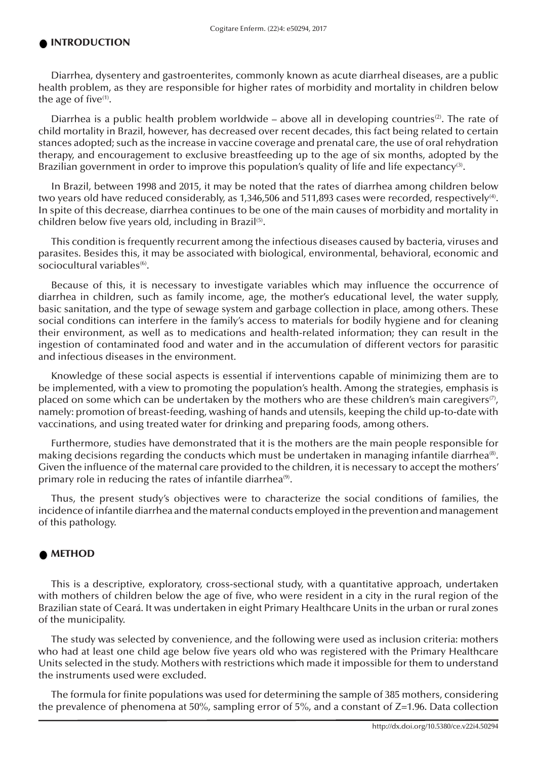## INTRODUCTION

Diarrhea, dysentery and gastroenterites, commonly known as acute diarrheal diseases, are a public health problem, as they are responsible for higher rates of morbidity and mortality in children below the age of five[1].

Diarrhea is a public health problem worldwide – above all in developing countries[2]. The rate of child mortality in Brazil, however, has decreased over recent decades, this fact being related to certain stances adopted; such as the increase in vaccine coverage and prenatal care, the use of oral rehydration therapy, and encouragement to exclusive breastfeeding up to the age of six months, adopted by the Brazilian government in order to improve this population's quality of life and life expectancy[3].

In Brazil, between 1998 and 2015, it may be noted that the rates of diarrhea among children below two years old have reduced considerably, as 1,346,506 and 511,893 cases were recorded, respectively[4]. In spite of this decrease, diarrhea continues to be one of the main causes of morbidity and mortality in children below five years old, including in Brazil[5].

This condition is frequently recurrent among the infectious diseases caused by bacteria, viruses and parasites. Besides this, it may be associated with biological, environmental, behavioral, economic and sociocultural variables[6].

Because of this, it is necessary to investigate variables which may influence the occurrence of diarrhea in children, such as family income, age, the mother's educational level, the water supply, basic sanitation, and the type of sewage system and garbage collection in place, among others. These social conditions can interfere in the family's access to materials for bodily hygiene and for cleaning their environment, as well as to medications and health-related information; they can result in the ingestion of contaminated food and water and in the accumulation of different vectors for parasitic and infectious diseases in the environment.

Knowledge of these social aspects is essential if interventions capable of minimizing them are to be implemented, with a view to promoting the population's health. Among the strategies, emphasis is placed on some which can be undertaken by the mothers who are these children's main caregivers[7], namely: promotion of breast-feeding, washing of hands and utensils, keeping the child up-to-date with vaccinations, and using treated water for drinking and preparing foods, among others.

Furthermore, studies have demonstrated that it is the mothers are the main people responsible for making decisions regarding the conducts which must be undertaken in managing infantile diarrhea[8]. Given the influence of the maternal care provided to the children, it is necessary to accept the mothers' primary role in reducing the rates of infantile diarrhea[9].

Thus, the present study's objectives were to characterize the social conditions of families, the incidence of infantile diarrhea and the maternal conducts employed in the prevention and management of this pathology.

## METHOD

This is a descriptive, exploratory, cross-sectional study, with a quantitative approach, undertaken with mothers of children below the age of five, who were resident in a city in the rural region of the Brazilian state of Ceará. It was undertaken in eight Primary Healthcare Units in the urban or rural zones of the municipality.

The study was selected by convenience, and the following were used as inclusion criteria: mothers who had at least one child age below five years old who was registered with the Primary Healthcare Units selected in the study. Mothers with restrictions which made it impossible for them to understand the instruments used were excluded.

The formula for finite populations was used for determining the sample of 385 mothers, considering the prevalence of phenomena at 50%, sampling error of 5%, and a constant of Z=1.96. Data collection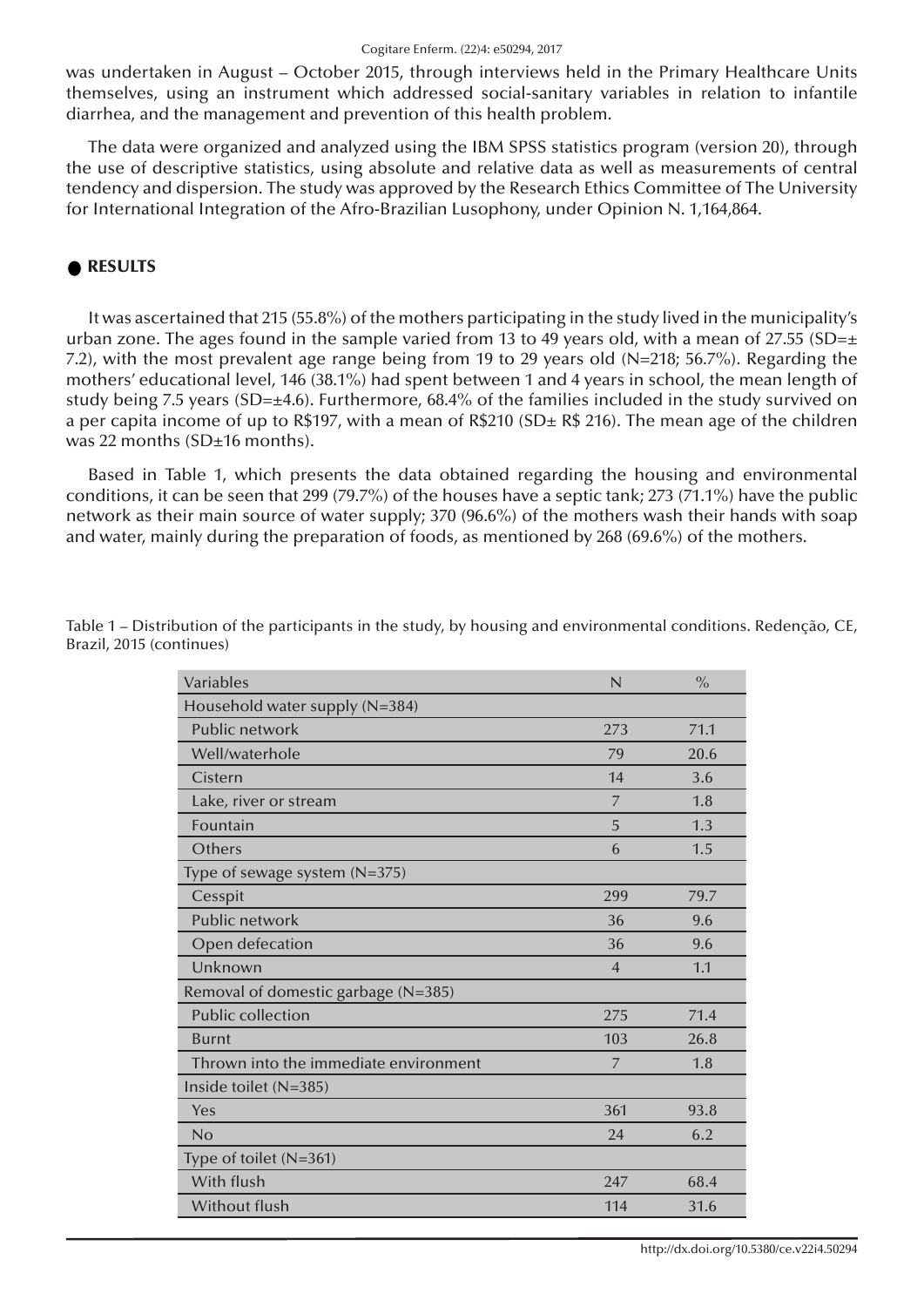was undertaken in August – October 2015, through interviews held in the Primary Healthcare Units themselves, using an instrument which addressed social-sanitary variables in relation to infantile diarrhea, and the management and prevention of this health problem.

The data were organized and analyzed using the IBM SPSS statistics program (version 20), through the use of descriptive statistics, using absolute and relative data as well as measurements of central tendency and dispersion. The study was approved by the Research Ethics Committee of The University for International Integration of the Afro-Brazilian Lusophony, under Opinion N. 1,164,864.

## RESULTS

It was ascertained that 215 (55.8%) of the mothers participating in the study lived in the municipality's urban zone. The ages found in the sample varied from 13 to 49 years old, with a mean of 27.55 (SD=± 7.2), with the most prevalent age range being from 19 to 29 years old (N=218; 56.7%). Regarding the mothers' educational level, 146 (38.1%) had spent between 1 and 4 years in school, the mean length of study being 7.5 years (SD=±4.6). Furthermore, 68.4% of the families included in the study survived on a per capita income of up to R$197, with a mean of R$210 (SD± R$ 216). The mean age of the children was 22 months (SD±16 months).

Based in Table 1, which presents the data obtained regarding the housing and environmental conditions, it can be seen that 299 (79.7%) of the houses have a septic tank; 273 (71.1%) have the public network as their main source of water supply; 370 (96.6%) of the mothers wash their hands with soap and water, mainly during the preparation of foods, as mentioned by 268 (69.6%) of the mothers.

Table 1 – Distribution of the participants in the study, by housing and environmental conditions. Redenção, CE, Brazil, 2015 (continues)

| Variables | N | % |
|---|---|---|
| Household water supply (N=384) | | |
| Public network | 273 | 71.1 |
| Well/waterhole | 79 | 20.6 |
| Cistern | 14 | 3.6 |
| Lake, river or stream | 7 | 1.8 |
| Fountain | 5 | 1.3 |
| Others | 6 | 1.5 |
| Type of sewage system (N=375) | | |
| Cesspit | 299 | 79.7 |
| Public network | 36 | 9.6 |
| Open defecation | 36 | 9.6 |
| Unknown | 4 | 1.1 |
| Removal of domestic garbage (N=385) | | |
| Public collection | 275 | 71.4 |
| Burnt | 103 | 26.8 |
| Thrown into the immediate environment | 7 | 1.8 |
| Inside toilet (N=385) | | |
| Yes | 361 | 93.8 |
| No | 24 | 6.2 |
| Type of toilet (N=361) | | |
| With flush | 247 | 68.4 |
| Without flush | 114 | 31.6 |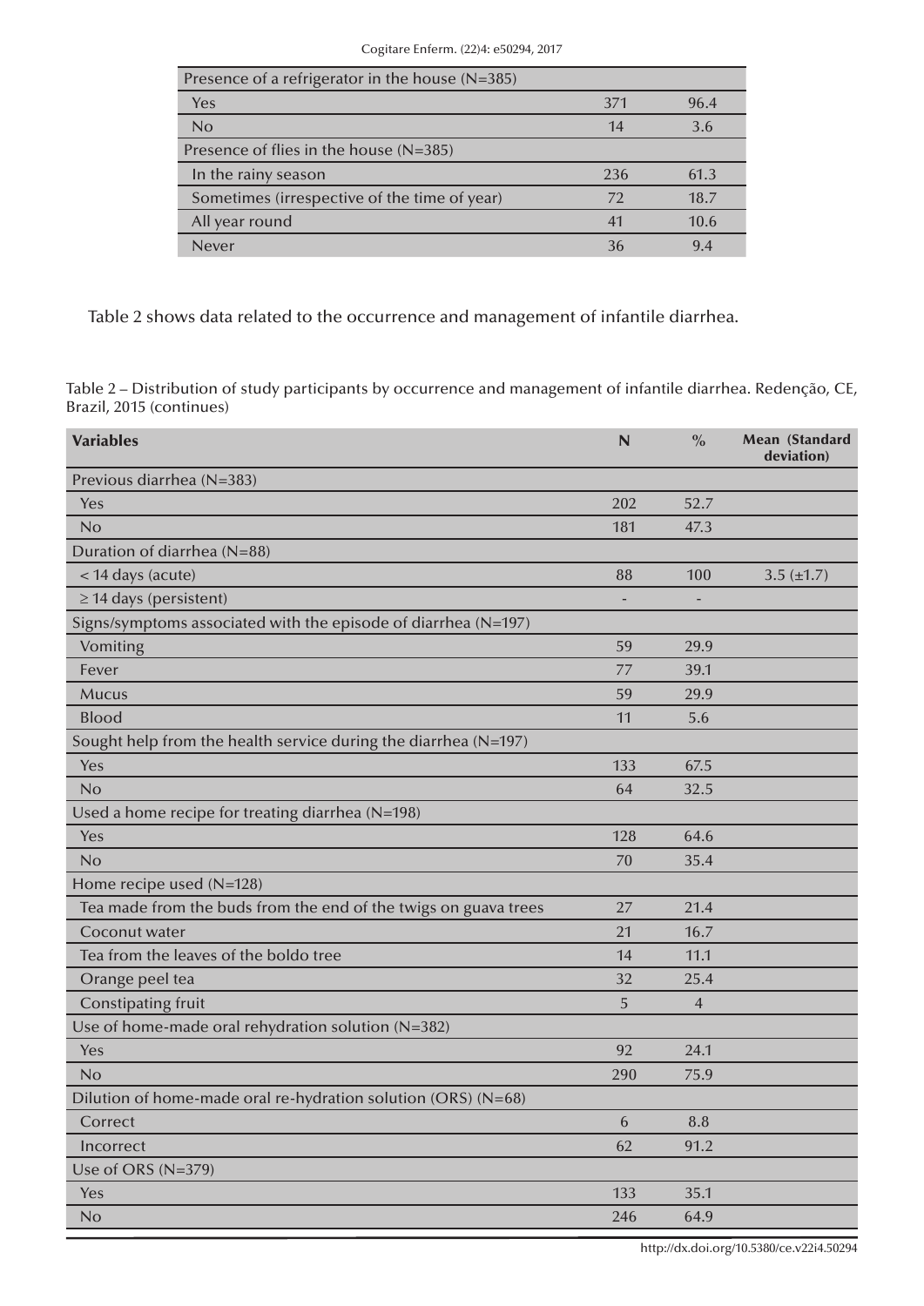| | | |
|---|---|---|
| Presence of a refrigerator in the house (N=385) | | |
| Yes | 371 | 96.4 |
| No | 14 | 3.6 |
| Presence of flies in the house (N=385) | | |
| In the rainy season | 236 | 61.3 |
| Sometimes (irrespective of the time of year) | 72 | 18.7 |
| All year round | 41 | 10.6 |
| Never | 36 | 9.4 |

Table 2 shows data related to the occurrence and management of infantile diarrhea.

Table 2 – Distribution of study participants by occurrence and management of infantile diarrhea. Redenção, CE, Brazil, 2015 (continues)

| Variables | N | % | Mean (Standard deviation) |
|---|---|---|---|
| Previous diarrhea (N=383) | | | |
| Yes | 202 | 52.7 | |
| No | 181 | 47.3 | |
| Duration of diarrhea (N=88) | | | |
| < 14 days (acute) | 88 | 100 | 3.5 (±1.7) |
| ≥ 14 days (persistent) | - | - | |
| Signs/symptoms associated with the episode of diarrhea (N=197) | | | |
| Vomiting | 59 | 29.9 | |
| Fever | 77 | 39.1 | |
| Mucus | 59 | 29.9 | |
| Blood | 11 | 5.6 | |
| Sought help from the health service during the diarrhea (N=197) | | | |
| Yes | 133 | 67.5 | |
| No | 64 | 32.5 | |
| Used a home recipe for treating diarrhea (N=198) | | | |
| Yes | 128 | 64.6 | |
| No | 70 | 35.4 | |
| Home recipe used (N=128) | | | |
| Tea made from the buds from the end of the twigs on guava trees | 27 | 21.4 | |
| Coconut water | 21 | 16.7 | |
| Tea from the leaves of the boldo tree | 14 | 11.1 | |
| Orange peel tea | 32 | 25.4 | |
| Constipating fruit | 5 | 4 | |
| Use of home-made oral rehydration solution (N=382) | | | |
| Yes | 92 | 24.1 | |
| No | 290 | 75.9 | |
| Dilution of home-made oral re-hydration solution (ORS) (N=68) | | | |
| Correct | 6 | 8.8 | |
| Incorrect | 62 | 91.2 | |
| Use of ORS (N=379) | | | |
| Yes | 133 | 35.1 | |
| No | 246 | 64.9 | |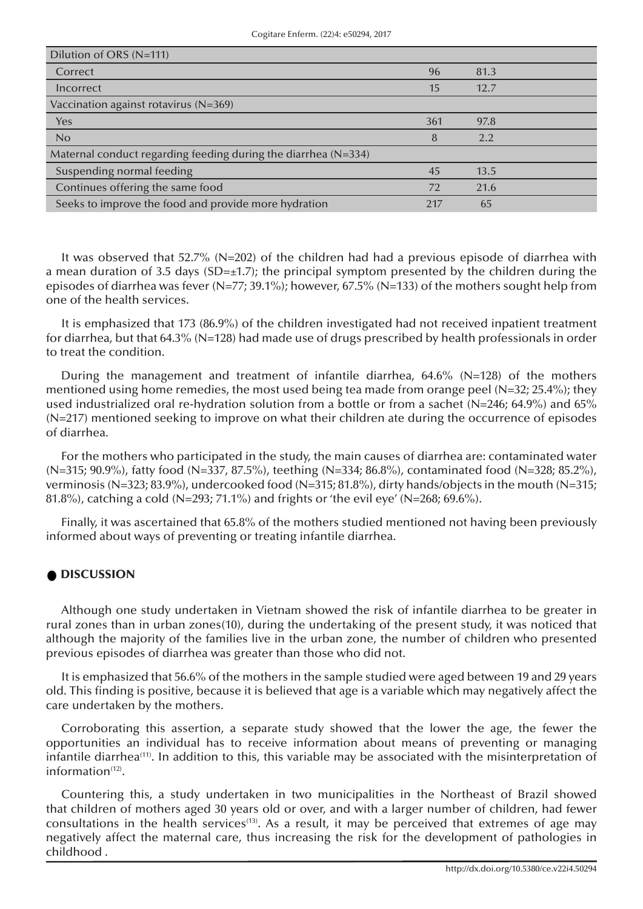| | | |
|---|---|---|
| Dilution of ORS (N=111) | | |
| Correct | 96 | 81.3 |
| Incorrect | 15 | 12.7 |
| Vaccination against rotavirus (N=369) | | |
| Yes | 361 | 97.8 |
| No | 8 | 2.2 |
| Maternal conduct regarding feeding during the diarrhea (N=334) | | |
| Suspending normal feeding | 45 | 13.5 |
| Continues offering the same food | 72 | 21.6 |
| Seeks to improve the food and provide more hydration | 217 | 65 |

It was observed that 52.7% (N=202) of the children had had a previous episode of diarrhea with a mean duration of 3.5 days (SD=±1.7); the principal symptom presented by the children during the episodes of diarrhea was fever (N=77; 39.1%); however, 67.5% (N=133) of the mothers sought help from one of the health services.

It is emphasized that 173 (86.9%) of the children investigated had not received inpatient treatment for diarrhea, but that 64.3% (N=128) had made use of drugs prescribed by health professionals in order to treat the condition.

During the management and treatment of infantile diarrhea, 64.6% (N=128) of the mothers mentioned using home remedies, the most used being tea made from orange peel (N=32; 25.4%); they used industrialized oral re-hydration solution from a bottle or from a sachet (N=246; 64.9%) and 65% (N=217) mentioned seeking to improve on what their children ate during the occurrence of episodes of diarrhea.

For the mothers who participated in the study, the main causes of diarrhea are: contaminated water (N=315; 90.9%), fatty food (N=337, 87.5%), teething (N=334; 86.8%), contaminated food (N=328; 85.2%), verminosis (N=323; 83.9%), undercooked food (N=315; 81.8%), dirty hands/objects in the mouth (N=315; 81.8%), catching a cold (N=293; 71.1%) and frights or 'the evil eye' (N=268; 69.6%).

Finally, it was ascertained that 65.8% of the mothers studied mentioned not having been previously informed about ways of preventing or treating infantile diarrhea.

## DISCUSSION

Although one study undertaken in Vietnam showed the risk of infantile diarrhea to be greater in rural zones than in urban zones(10), during the undertaking of the present study, it was noticed that although the majority of the families live in the urban zone, the number of children who presented previous episodes of diarrhea was greater than those who did not.

It is emphasized that 56.6% of the mothers in the sample studied were aged between 19 and 29 years old. This finding is positive, because it is believed that age is a variable which may negatively affect the care undertaken by the mothers.

Corroborating this assertion, a separate study showed that the lower the age, the fewer the opportunities an individual has to receive information about means of preventing or managing infantile diarrhea[11]. In addition to this, this variable may be associated with the misinterpretation of information[12].

Countering this, a study undertaken in two municipalities in the Northeast of Brazil showed that children of mothers aged 30 years old or over, and with a larger number of children, had fewer consultations in the health services[13]. As a result, it may be perceived that extremes of age may negatively affect the maternal care, thus increasing the risk for the development of pathologies in childhood .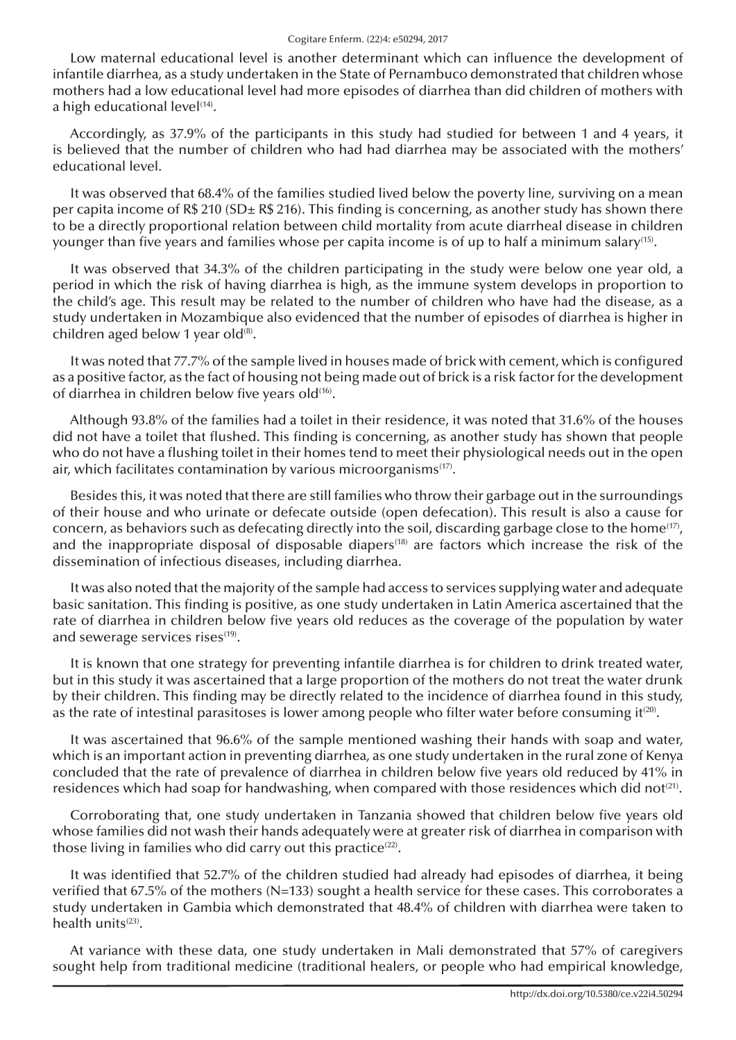Low maternal educational level is another determinant which can influence the development of infantile diarrhea, as a study undertaken in the State of Pernambuco demonstrated that children whose mothers had a low educational level had more episodes of diarrhea than did children of mothers with a high educational level[14].

Accordingly, as 37.9% of the participants in this study had studied for between 1 and 4 years, it is believed that the number of children who had had diarrhea may be associated with the mothers' educational level.

It was observed that 68.4% of the families studied lived below the poverty line, surviving on a mean per capita income of R$ 210 (SD± R$ 216). This finding is concerning, as another study has shown there to be a directly proportional relation between child mortality from acute diarrheal disease in children younger than five years and families whose per capita income is of up to half a minimum salary[15].

It was observed that 34.3% of the children participating in the study were below one year old, a period in which the risk of having diarrhea is high, as the immune system develops in proportion to the child's age. This result may be related to the number of children who have had the disease, as a study undertaken in Mozambique also evidenced that the number of episodes of diarrhea is higher in children aged below 1 year old[8].

It was noted that 77.7% of the sample lived in houses made of brick with cement, which is configured as a positive factor, as the fact of housing not being made out of brick is a risk factor for the development of diarrhea in children below five years old[16].

Although 93.8% of the families had a toilet in their residence, it was noted that 31.6% of the houses did not have a toilet that flushed. This finding is concerning, as another study has shown that people who do not have a flushing toilet in their homes tend to meet their physiological needs out in the open air, which facilitates contamination by various microorganisms[17].

Besides this, it was noted that there are still families who throw their garbage out in the surroundings of their house and who urinate or defecate outside (open defecation). This result is also a cause for concern, as behaviors such as defecating directly into the soil, discarding garbage close to the home[17], and the inappropriate disposal of disposable diapers[18] are factors which increase the risk of the dissemination of infectious diseases, including diarrhea.

It was also noted that the majority of the sample had access to services supplying water and adequate basic sanitation. This finding is positive, as one study undertaken in Latin America ascertained that the rate of diarrhea in children below five years old reduces as the coverage of the population by water and sewerage services rises[19].

It is known that one strategy for preventing infantile diarrhea is for children to drink treated water, but in this study it was ascertained that a large proportion of the mothers do not treat the water drunk by their children. This finding may be directly related to the incidence of diarrhea found in this study, as the rate of intestinal parasitoses is lower among people who filter water before consuming it[20].

It was ascertained that 96.6% of the sample mentioned washing their hands with soap and water, which is an important action in preventing diarrhea, as one study undertaken in the rural zone of Kenya concluded that the rate of prevalence of diarrhea in children below five years old reduced by 41% in residences which had soap for handwashing, when compared with those residences which did not[21].

Corroborating that, one study undertaken in Tanzania showed that children below five years old whose families did not wash their hands adequately were at greater risk of diarrhea in comparison with those living in families who did carry out this practice[22].

It was identified that 52.7% of the children studied had already had episodes of diarrhea, it being verified that 67.5% of the mothers (N=133) sought a health service for these cases. This corroborates a study undertaken in Gambia which demonstrated that 48.4% of children with diarrhea were taken to health units[23].

At variance with these data, one study undertaken in Mali demonstrated that 57% of caregivers sought help from traditional medicine (traditional healers, or people who had empirical knowledge,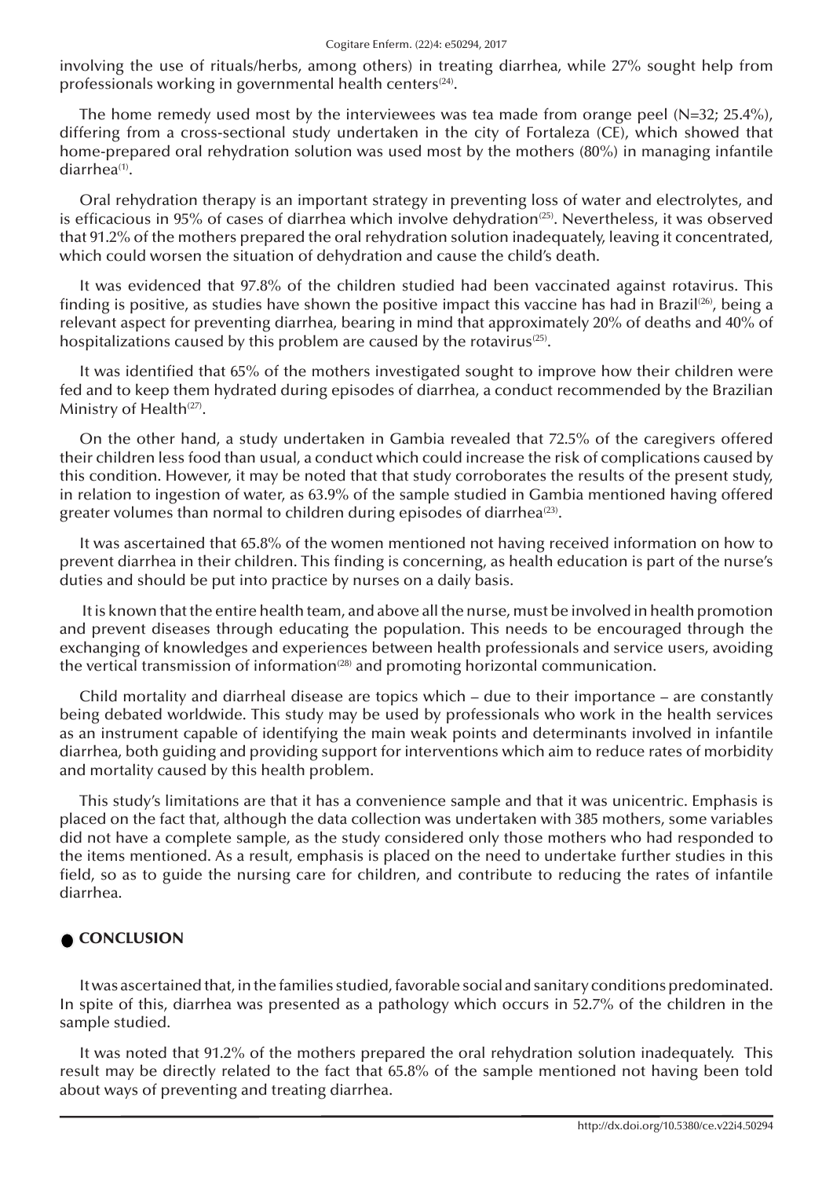involving the use of rituals/herbs, among others) in treating diarrhea, while 27% sought help from professionals working in governmental health centers[24].

The home remedy used most by the interviewees was tea made from orange peel (N=32; 25.4%), differing from a cross-sectional study undertaken in the city of Fortaleza (CE), which showed that home-prepared oral rehydration solution was used most by the mothers (80%) in managing infantile diarrhea[1].

Oral rehydration therapy is an important strategy in preventing loss of water and electrolytes, and is efficacious in 95% of cases of diarrhea which involve dehydration[25]. Nevertheless, it was observed that 91.2% of the mothers prepared the oral rehydration solution inadequately, leaving it concentrated, which could worsen the situation of dehydration and cause the child's death.

It was evidenced that 97.8% of the children studied had been vaccinated against rotavirus. This finding is positive, as studies have shown the positive impact this vaccine has had in Brazil[26], being a relevant aspect for preventing diarrhea, bearing in mind that approximately 20% of deaths and 40% of hospitalizations caused by this problem are caused by the rotavirus[25].

It was identified that 65% of the mothers investigated sought to improve how their children were fed and to keep them hydrated during episodes of diarrhea, a conduct recommended by the Brazilian Ministry of Health[27].

On the other hand, a study undertaken in Gambia revealed that 72.5% of the caregivers offered their children less food than usual, a conduct which could increase the risk of complications caused by this condition. However, it may be noted that that study corroborates the results of the present study, in relation to ingestion of water, as 63.9% of the sample studied in Gambia mentioned having offered greater volumes than normal to children during episodes of diarrhea[23].

It was ascertained that 65.8% of the women mentioned not having received information on how to prevent diarrhea in their children. This finding is concerning, as health education is part of the nurse's duties and should be put into practice by nurses on a daily basis.

It is known that the entire health team, and above all the nurse, must be involved in health promotion and prevent diseases through educating the population. This needs to be encouraged through the exchanging of knowledges and experiences between health professionals and service users, avoiding the vertical transmission of information[28] and promoting horizontal communication.

Child mortality and diarrheal disease are topics which – due to their importance – are constantly being debated worldwide. This study may be used by professionals who work in the health services as an instrument capable of identifying the main weak points and determinants involved in infantile diarrhea, both guiding and providing support for interventions which aim to reduce rates of morbidity and mortality caused by this health problem.

This study's limitations are that it has a convenience sample and that it was unicentric. Emphasis is placed on the fact that, although the data collection was undertaken with 385 mothers, some variables did not have a complete sample, as the study considered only those mothers who had responded to the items mentioned. As a result, emphasis is placed on the need to undertake further studies in this field, so as to guide the nursing care for children, and contribute to reducing the rates of infantile diarrhea.

## CONCLUSION

It was ascertained that, in the families studied, favorable social and sanitary conditions predominated. In spite of this, diarrhea was presented as a pathology which occurs in 52.7% of the children in the sample studied.

It was noted that 91.2% of the mothers prepared the oral rehydration solution inadequately. This result may be directly related to the fact that 65.8% of the sample mentioned not having been told about ways of preventing and treating diarrhea.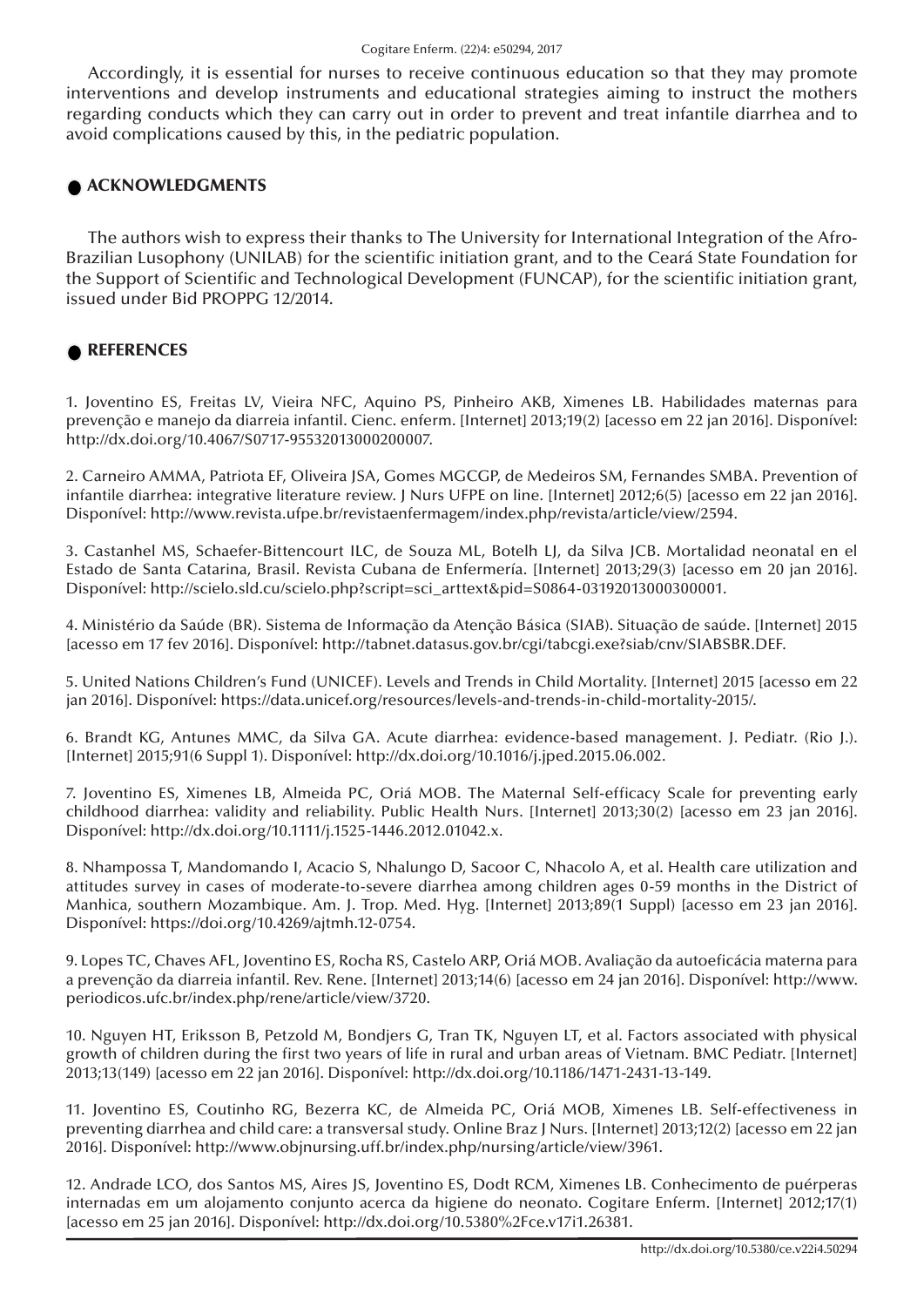Accordingly, it is essential for nurses to receive continuous education so that they may promote interventions and develop instruments and educational strategies aiming to instruct the mothers regarding conducts which they can carry out in order to prevent and treat infantile diarrhea and to avoid complications caused by this, in the pediatric population.

## ACKNOWLEDGMENTS

The authors wish to express their thanks to The University for International Integration of the Afro-Brazilian Lusophony (UNILAB) for the scientific initiation grant, and to the Ceará State Foundation for the Support of Scientific and Technological Development (FUNCAP), for the scientific initiation grant, issued under Bid PROPPG 12/2014.

## REFERENCES

1. Joventino ES, Freitas LV, Vieira NFC, Aquino PS, Pinheiro AKB, Ximenes LB. Habilidades maternas para prevenção e manejo da diarreia infantil. Cienc. enferm. [Internet] 2013;19(2) [acesso em 22 jan 2016]. Disponível: http://dx.doi.org/10.4067/S0717-95532013000200007.

2. Carneiro AMMA, Patriota EF, Oliveira JSA, Gomes MGCGP, de Medeiros SM, Fernandes SMBA. Prevention of infantile diarrhea: integrative literature review. J Nurs UFPE on line. [Internet] 2012;6(5) [acesso em 22 jan 2016]. Disponível: http://www.revista.ufpe.br/revistaenfermagem/index.php/revista/article/view/2594.

3. Castanhel MS, Schaefer-Bittencourt ILC, de Souza ML, Botelh LJ, da Silva JCB. Mortalidad neonatal en el Estado de Santa Catarina, Brasil. Revista Cubana de Enfermería. [Internet] 2013;29(3) [acesso em 20 jan 2016]. Disponível: http://scielo.sld.cu/scielo.php?script=sci_arttext&pid=S0864-03192013000300001.

4. Ministério da Saúde (BR). Sistema de Informação da Atenção Básica (SIAB). Situação de saúde. [Internet] 2015 [acesso em 17 fev 2016]. Disponível: http://tabnet.datasus.gov.br/cgi/tabcgi.exe?siab/cnv/SIABSBR.DEF.

5. United Nations Children's Fund (UNICEF). Levels and Trends in Child Mortality. [Internet] 2015 [acesso em 22 jan 2016]. Disponível: https://data.unicef.org/resources/levels-and-trends-in-child-mortality-2015/.

6. Brandt KG, Antunes MMC, da Silva GA. Acute diarrhea: evidence-based management. J. Pediatr. (Rio J.). [Internet] 2015;91(6 Suppl 1). Disponível: http://dx.doi.org/10.1016/j.jped.2015.06.002.

7. Joventino ES, Ximenes LB, Almeida PC, Oriá MOB. The Maternal Self-efficacy Scale for preventing early childhood diarrhea: validity and reliability. Public Health Nurs. [Internet] 2013;30(2) [acesso em 23 jan 2016]. Disponível: http://dx.doi.org/10.1111/j.1525-1446.2012.01042.x.

8. Nhampossa T, Mandomando I, Acacio S, Nhalungo D, Sacoor C, Nhacolo A, et al. Health care utilization and attitudes survey in cases of moderate-to-severe diarrhea among children ages 0-59 months in the District of Manhica, southern Mozambique. Am. J. Trop. Med. Hyg. [Internet] 2013;89(1 Suppl) [acesso em 23 jan 2016]. Disponível: https://doi.org/10.4269/ajtmh.12-0754.

9. Lopes TC, Chaves AFL, Joventino ES, Rocha RS, Castelo ARP, Oriá MOB. Avaliação da autoeficácia materna para a prevenção da diarreia infantil. Rev. Rene. [Internet] 2013;14(6) [acesso em 24 jan 2016]. Disponível: http://www.periodicos.ufc.br/index.php/rene/article/view/3720.

10. Nguyen HT, Eriksson B, Petzold M, Bondjers G, Tran TK, Nguyen LT, et al. Factors associated with physical growth of children during the first two years of life in rural and urban areas of Vietnam. BMC Pediatr. [Internet] 2013;13(149) [acesso em 22 jan 2016]. Disponível: http://dx.doi.org/10.1186/1471-2431-13-149.

11. Joventino ES, Coutinho RG, Bezerra KC, de Almeida PC, Oriá MOB, Ximenes LB. Self-effectiveness in preventing diarrhea and child care: a transversal study. Online Braz J Nurs. [Internet] 2013;12(2) [acesso em 22 jan 2016]. Disponível: http://www.objnursing.uff.br/index.php/nursing/article/view/3961.

12. Andrade LCO, dos Santos MS, Aires JS, Joventino ES, Dodt RCM, Ximenes LB. Conhecimento de puérperas internadas em um alojamento conjunto acerca da higiene do neonato. Cogitare Enferm. [Internet] 2012;17(1) [acesso em 25 jan 2016]. Disponível: http://dx.doi.org/10.5380%2Fce.v17i1.26381.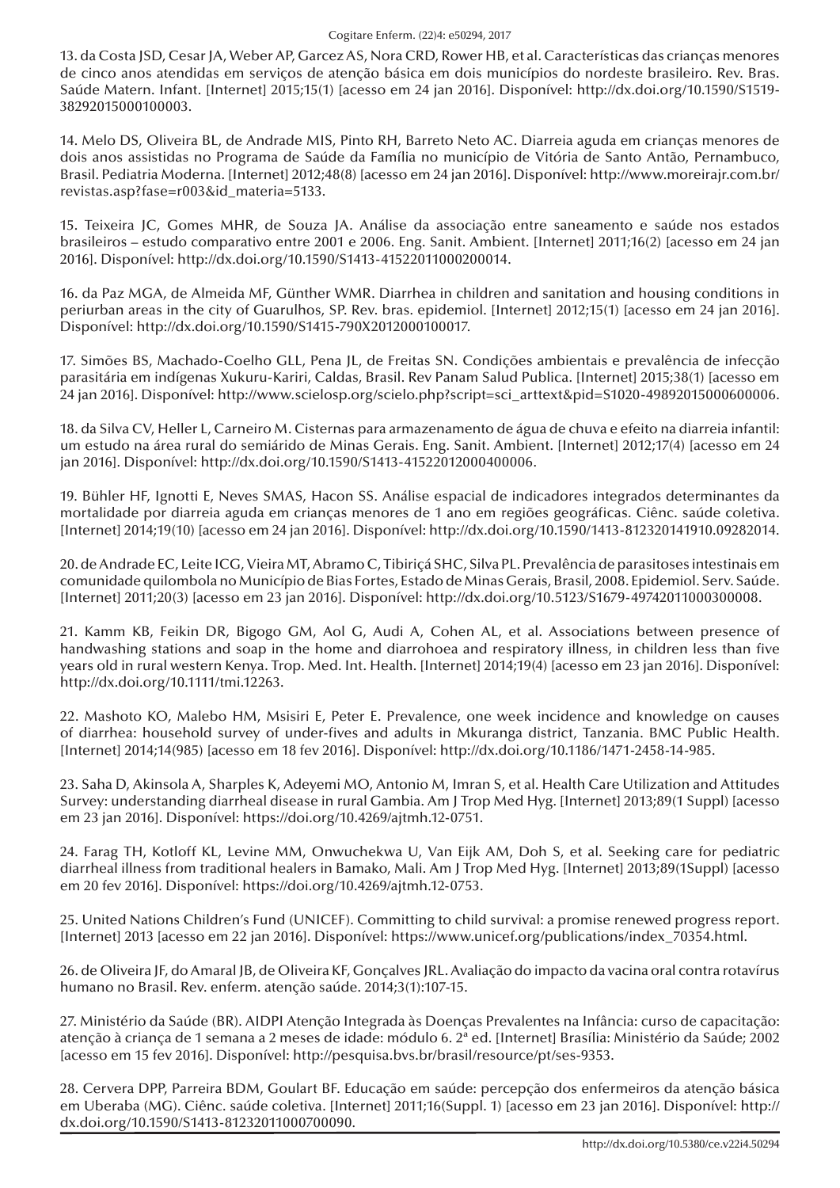13. da Costa JSD, Cesar JA, Weber AP, Garcez AS, Nora CRD, Rower HB, et al. Características das crianças menores de cinco anos atendidas em serviços de atenção básica em dois municípios do nordeste brasileiro. Rev. Bras. Saúde Matern. Infant. [Internet] 2015;15(1) [acesso em 24 jan 2016]. Disponível: http://dx.doi.org/10.1590/S1519-38292015000100003.

14. Melo DS, Oliveira BL, de Andrade MIS, Pinto RH, Barreto Neto AC. Diarreia aguda em crianças menores de dois anos assistidas no Programa de Saúde da Família no município de Vitória de Santo Antão, Pernambuco, Brasil. Pediatria Moderna. [Internet] 2012;48(8) [acesso em 24 jan 2016]. Disponível: http://www.moreirajr.com.br/revistas.asp?fase=r003&id_materia=5133.

15. Teixeira JC, Gomes MHR, de Souza JA. Análise da associação entre saneamento e saúde nos estados brasileiros – estudo comparativo entre 2001 e 2006. Eng. Sanit. Ambient. [Internet] 2011;16(2) [acesso em 24 jan 2016]. Disponível: http://dx.doi.org/10.1590/S1413-41522011000200014.

16. da Paz MGA, de Almeida MF, Günther WMR. Diarrhea in children and sanitation and housing conditions in periurban areas in the city of Guarulhos, SP. Rev. bras. epidemiol. [Internet] 2012;15(1) [acesso em 24 jan 2016]. Disponível: http://dx.doi.org/10.1590/S1415-790X2012000100017.

17. Simões BS, Machado-Coelho GLL, Pena JL, de Freitas SN. Condições ambientais e prevalência de infecção parasitária em indígenas Xukuru-Kariri, Caldas, Brasil. Rev Panam Salud Publica. [Internet] 2015;38(1) [acesso em 24 jan 2016]. Disponível: http://www.scielosp.org/scielo.php?script=sci_arttext&pid=S1020-49892015000600006.

18. da Silva CV, Heller L, Carneiro M. Cisternas para armazenamento de água de chuva e efeito na diarreia infantil: um estudo na área rural do semiárido de Minas Gerais. Eng. Sanit. Ambient. [Internet] 2012;17(4) [acesso em 24 jan 2016]. Disponível: http://dx.doi.org/10.1590/S1413-41522012000400006.

19. Bühler HF, Ignotti E, Neves SMAS, Hacon SS. Análise espacial de indicadores integrados determinantes da mortalidade por diarreia aguda em crianças menores de 1 ano em regiões geográficas. Ciênc. saúde coletiva. [Internet] 2014;19(10) [acesso em 24 jan 2016]. Disponível: http://dx.doi.org/10.1590/1413-812320141910.09282014.

20. de Andrade EC, Leite ICG, Vieira MT, Abramo C, Tibiriçá SHC, Silva PL. Prevalência de parasitoses intestinais em comunidade quilombola no Município de Bias Fortes, Estado de Minas Gerais, Brasil, 2008. Epidemiol. Serv. Saúde. [Internet] 2011;20(3) [acesso em 23 jan 2016]. Disponível: http://dx.doi.org/10.5123/S1679-49742011000300008.

21. Kamm KB, Feikin DR, Bigogo GM, Aol G, Audi A, Cohen AL, et al. Associations between presence of handwashing stations and soap in the home and diarrohoea and respiratory illness, in children less than five years old in rural western Kenya. Trop. Med. Int. Health. [Internet] 2014;19(4) [acesso em 23 jan 2016]. Disponível: http://dx.doi.org/10.1111/tmi.12263.

22. Mashoto KO, Malebo HM, Msisiri E, Peter E. Prevalence, one week incidence and knowledge on causes of diarrhea: household survey of under-fives and adults in Mkuranga district, Tanzania. BMC Public Health. [Internet] 2014;14(985) [acesso em 18 fev 2016]. Disponível: http://dx.doi.org/10.1186/1471-2458-14-985.

23. Saha D, Akinsola A, Sharples K, Adeyemi MO, Antonio M, Imran S, et al. Health Care Utilization and Attitudes Survey: understanding diarrheal disease in rural Gambia. Am J Trop Med Hyg. [Internet] 2013;89(1 Suppl) [acesso em 23 jan 2016]. Disponível: https://doi.org/10.4269/ajtmh.12-0751.

24. Farag TH, Kotloff KL, Levine MM, Onwuchekwa U, Van Eijk AM, Doh S, et al. Seeking care for pediatric diarrheal illness from traditional healers in Bamako, Mali. Am J Trop Med Hyg. [Internet] 2013;89(1Suppl) [acesso em 20 fev 2016]. Disponível: https://doi.org/10.4269/ajtmh.12-0753.

25. United Nations Children's Fund (UNICEF). Committing to child survival: a promise renewed progress report. [Internet] 2013 [acesso em 22 jan 2016]. Disponível: https://www.unicef.org/publications/index_70354.html.

26. de Oliveira JF, do Amaral JB, de Oliveira KF, Gonçalves JRL. Avaliação do impacto da vacina oral contra rotavírus humano no Brasil. Rev. enferm. atenção saúde. 2014;3(1):107-15.

27. Ministério da Saúde (BR). AIDPI Atenção Integrada às Doenças Prevalentes na Infância: curso de capacitação: atenção à criança de 1 semana a 2 meses de idade: módulo 6. 2ª ed. [Internet] Brasília: Ministério da Saúde; 2002 [acesso em 15 fev 2016]. Disponível: http://pesquisa.bvs.br/brasil/resource/pt/ses-9353.

28. Cervera DPP, Parreira BDM, Goulart BF. Educação em saúde: percepção dos enfermeiros da atenção básica em Uberaba (MG). Ciênc. saúde coletiva. [Internet] 2011;16(Suppl. 1) [acesso em 23 jan 2016]. Disponível: http://dx.doi.org/10.1590/S1413-81232011000700090.